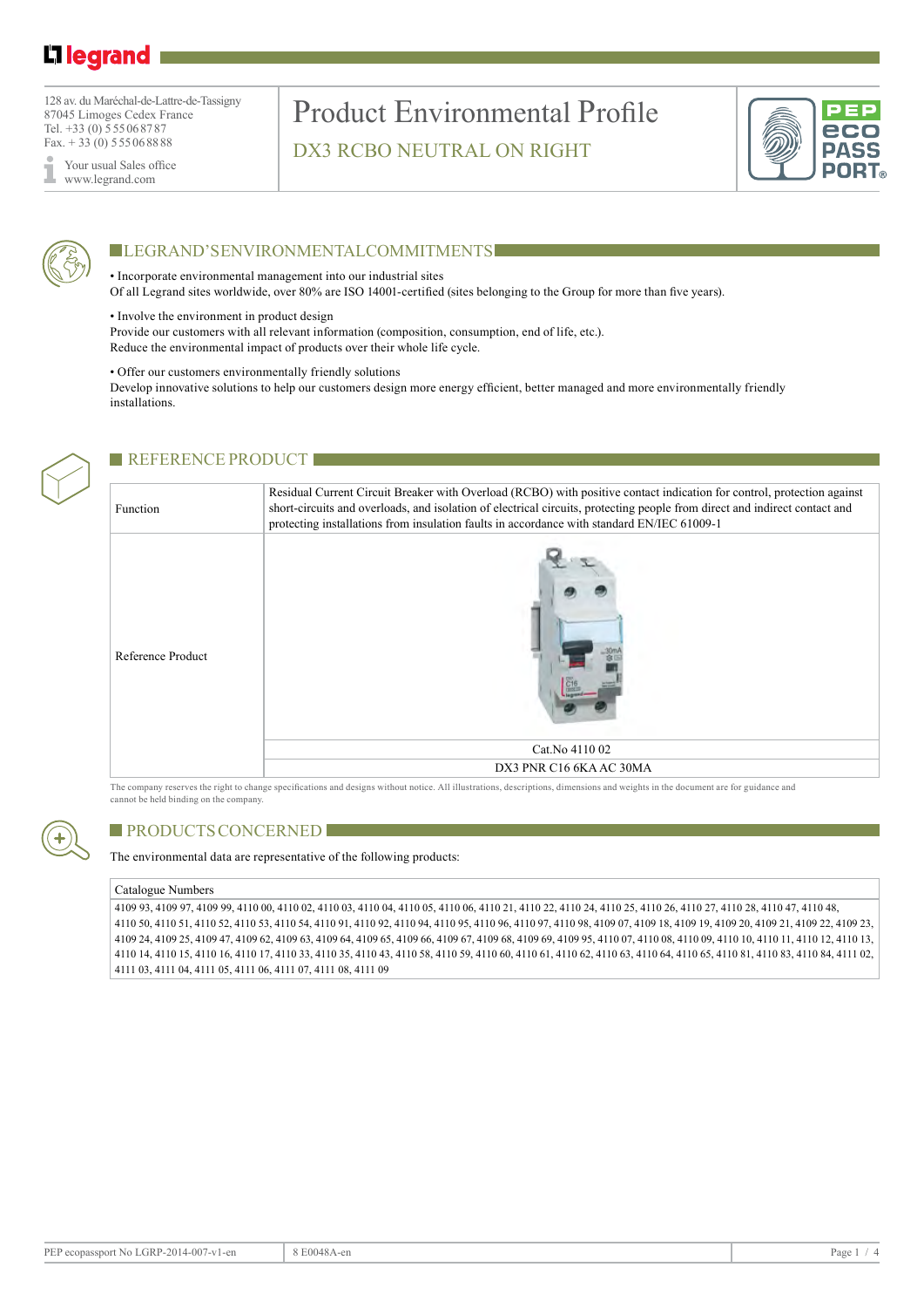128 av. du Maréchal-de-Lattre-de-Tassigny
87045 Limoges Cedex France
Tel. +33 (0) 5 55 06 87 87
Fax. + 33 (0) 5 55 06 88 88

Your usual Sales office
www.legrand.com

# Product Environmental Profile

## DX3 RCBO NEUTRAL ON RIGHT

## LEGRAND'S ENVIRONMENTAL COMMITMENTS

• Incorporate environmental management into our industrial sites
Of all Legrand sites worldwide, over 80% are ISO 14001-certified (sites belonging to the Group for more than five years).

• Involve the environment in product design
Provide our customers with all relevant information (composition, consumption, end of life, etc.).
Reduce the environmental impact of products over their whole life cycle.

• Offer our customers environmentally friendly solutions
Develop innovative solutions to help our customers design more energy efficient, better managed and more environmentally friendly installations.

## REFERENCE PRODUCT

| | |
|---|---|
| Function | Residual Current Circuit Breaker with Overload (RCBO) with positive contact indication for control, protection against short-circuits and overloads, and isolation of electrical circuits, protecting people from direct and indirect contact and protecting installations from insulation faults in accordance with standard EN/IEC 61009-1 |
| Reference Product | Cat.No 4110 02 |
| | DX3 PNR C16 6KA AC 30MA |

The company reserves the right to change specifications and designs without notice. All illustrations, descriptions, dimensions and weights in the document are for guidance and cannot be held binding on the company.

## PRODUCTS CONCERNED

The environmental data are representative of the following products:

| Catalogue Numbers |
|---|
| 4109 93, 4109 97, 4109 99, 4110 00, 4110 02, 4110 03, 4110 04, 4110 05, 4110 06, 4110 21, 4110 22, 4110 24, 4110 25, 4110 26, 4110 27, 4110 28, 4110 47, 4110 48, 4110 50, 4110 51, 4110 52, 4110 53, 4110 54, 4110 91, 4110 92, 4110 94, 4110 95, 4110 96, 4110 97, 4110 98, 4109 07, 4109 18, 4109 19, 4109 20, 4109 21, 4109 22, 4109 23, 4109 24, 4109 25, 4109 47, 4109 62, 4109 63, 4109 64, 4109 65, 4109 66, 4109 67, 4109 68, 4109 69, 4109 95, 4110 07, 4110 08, 4110 09, 4110 10, 4110 11, 4110 12, 4110 13, 4110 14, 4110 15, 4110 16, 4110 17, 4110 33, 4110 35, 4110 43, 4110 58, 4110 59, 4110 60, 4110 61, 4110 62, 4110 63, 4110 64, 4110 65, 4110 81, 4110 83, 4110 84, 4111 02, 4111 03, 4111 04, 4111 05, 4111 06, 4111 07, 4111 08, 4111 09 |

PEP ecopassport No LGRP-2014-007-v1-en | 8 E0048A-en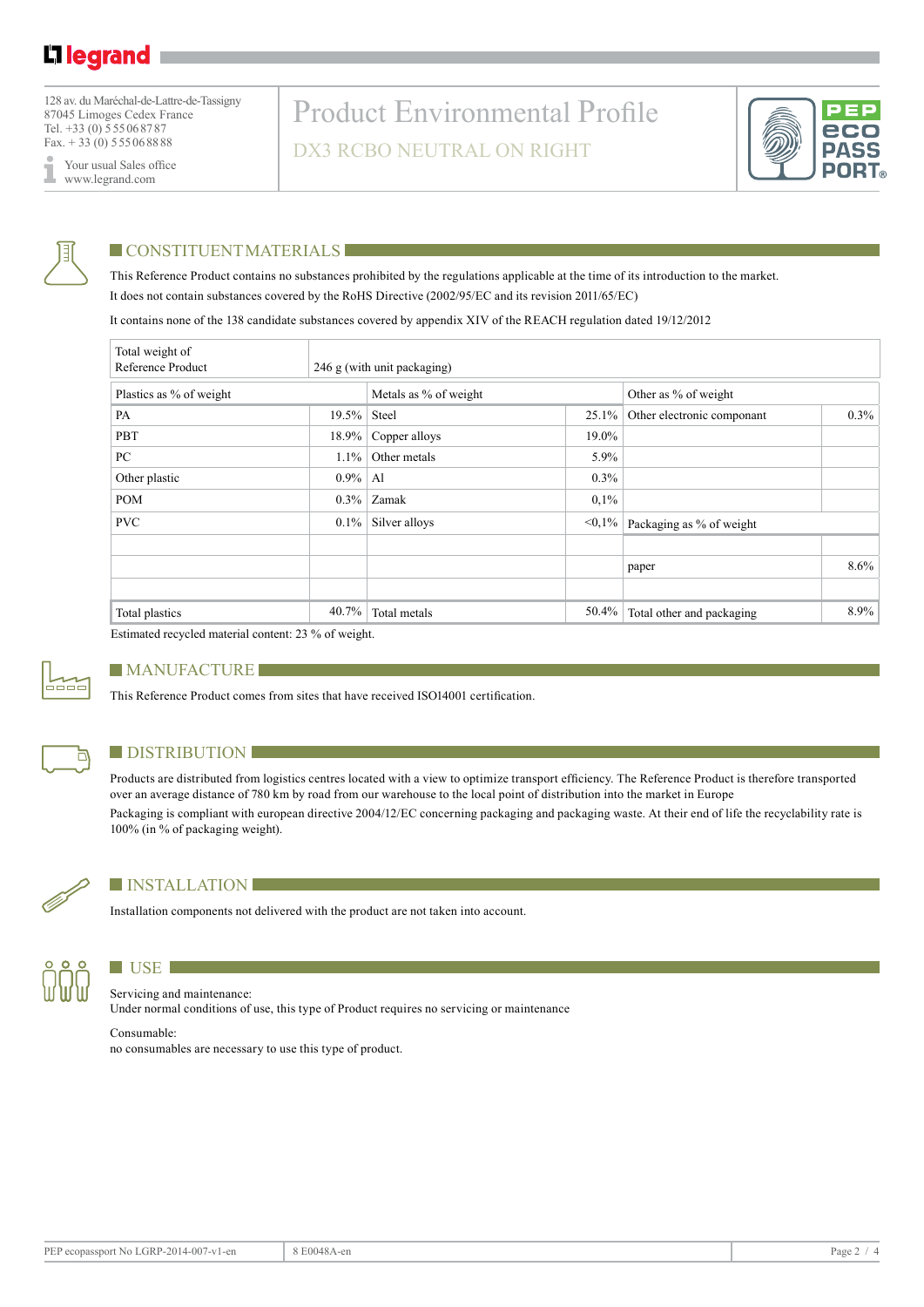128 av. du Maréchal-de-Lattre-de-Tassigny
87045 Limoges Cedex France
Tel. +33 (0) 5 55 06 87 87
Fax. + 33 (0) 5 55 06 88 88

Your usual Sales office
www.legrand.com

# Product Environmental Profile

## DX3 RCBO NEUTRAL ON RIGHT

## CONSTITUENT MATERIALS

This Reference Product contains no substances prohibited by the regulations applicable at the time of its introduction to the market.
It does not contain substances covered by the RoHS Directive (2002/95/EC and its revision 2011/65/EC)

It contains none of the 138 candidate substances covered by appendix XIV of the REACH regulation dated 19/12/2012

| Total weight of Reference Product | 246 g (with unit packaging) | | | | |
|---|---|---|---|---|---|
| Plastics as % of weight | | Metals as % of weight | | Other as % of weight | |
| PA | 19.5% | Steel | 25.1% | Other electronic componant | 0.3% |
| PBT | 18.9% | Copper alloys | 19.0% | | |
| PC | 1.1% | Other metals | 5.9% | | |
| Other plastic | 0.9% | Al | 0.3% | | |
| POM | 0.3% | Zamak | 0,1% | | |
| PVC | 0.1% | Silver alloys | <0,1% | Packaging as % of weight | |
| | | | | | |
| | | | | paper | 8.6% |
| | | | | | |
| Total plastics | 40.7% | Total metals | 50.4% | Total other and packaging | 8.9% |

Estimated recycled material content: 23 % of weight.

## MANUFACTURE

This Reference Product comes from sites that have received ISO14001 certification.

## DISTRIBUTION

Products are distributed from logistics centres located with a view to optimize transport efficiency. The Reference Product is therefore transported over an average distance of 780 km by road from our warehouse to the local point of distribution into the market in Europe

Packaging is compliant with european directive 2004/12/EC concerning packaging and packaging waste. At their end of life the recyclability rate is 100% (in % of packaging weight).

## INSTALLATION

Installation components not delivered with the product are not taken into account.

## USE

Servicing and maintenance:
Under normal conditions of use, this type of Product requires no servicing or maintenance

Consumable:
no consumables are necessary to use this type of product.

PEP ecopassport No LGRP-2014-007-v1-en | 8 E0048A-en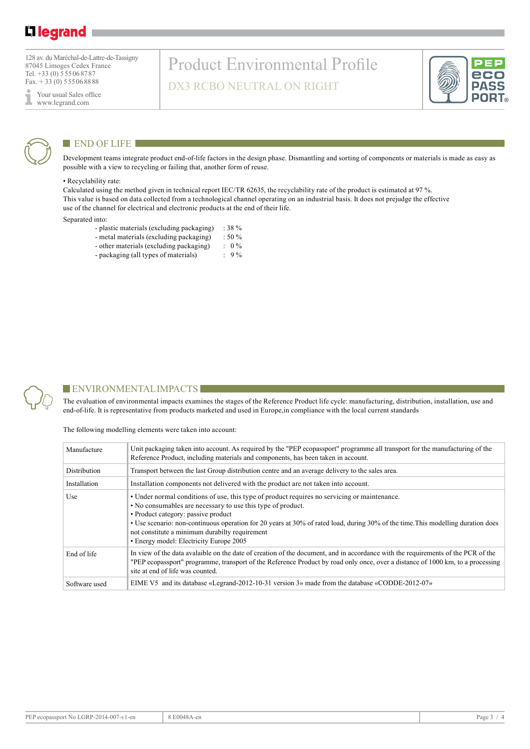128 av. du Maréchal-de-Lattre-de-Tassigny
87045 Limoges Cedex France
Tel. +33 (0) 5 55 06 87 87
Fax. + 33 (0) 5 55 06 88 88

Your usual Sales office
www.legrand.com

# Product Environmental Profile

## DX3 RCBO NEUTRAL ON RIGHT

## END OF LIFE

Development teams integrate product end-of-life factors in the design phase. Dismantling and sorting of components or materials is made as easy as possible with a view to recycling or failing that, another form of reuse.

• Recyclability rate:

Calculated using the method given in technical report IEC/TR 62635, the recyclability rate of the product is estimated at 97 %.
This value is based on data collected from a technological channel operating on an industrial basis. It does not prejudge the effective use of the channel for electrical and electronic products at the end of their life.

Separated into:

- plastic materials (excluding packaging) : 38 %
- metal materials (excluding packaging) : 50 %
- other materials (excluding packaging) : 0 %
- packaging (all types of materials) : 9 %

## ENVIRONMENTAL IMPACTS

The evaluation of environmental impacts examines the stages of the Reference Product life cycle: manufacturing, distribution, installation, use and end-of-life. It is representative from products marketed and used in Europe,in compliance with the local current standards

The following modelling elements were taken into account:

| | |
|---|---|
| Manufacture | Unit packaging taken into account. As required by the "PEP ecopassport" programme all transport for the manufacturing of the Reference Product, including materials and components, has been taken in account. |
| Distribution | Transport between the last Group distribution centre and an average delivery to the sales area. |
| Installation | Installation components not delivered with the product are not taken into account. |
| Use | • Under normal conditions of use, this type of product requires no servicing or maintenance.<br>• No consumables are necessary to use this type of product.<br>• Product category: passive product<br>• Use scenario: non-continuous operation for 20 years at 30% of rated load, during 30% of the time.This modelling duration does not constitute a minimum durabilty requirement<br>• Energy model: Electricity Europe 2005 |
| End of life | In view of the data avalaible on the date of creation of the document, and in accordance with the requirements of the PCR of the "PEP ecopassport" programme, transport of the Reference Product by road only once, over a distance of 1000 km, to a processing site at end of life was counted. |
| Software used | EIME V5 and its database «Legrand-2012-10-31 version 3» made from the database «CODDE-2012-07» |

PEP ecopassport No LGRP-2014-007-v1-en | 8 E0048A-en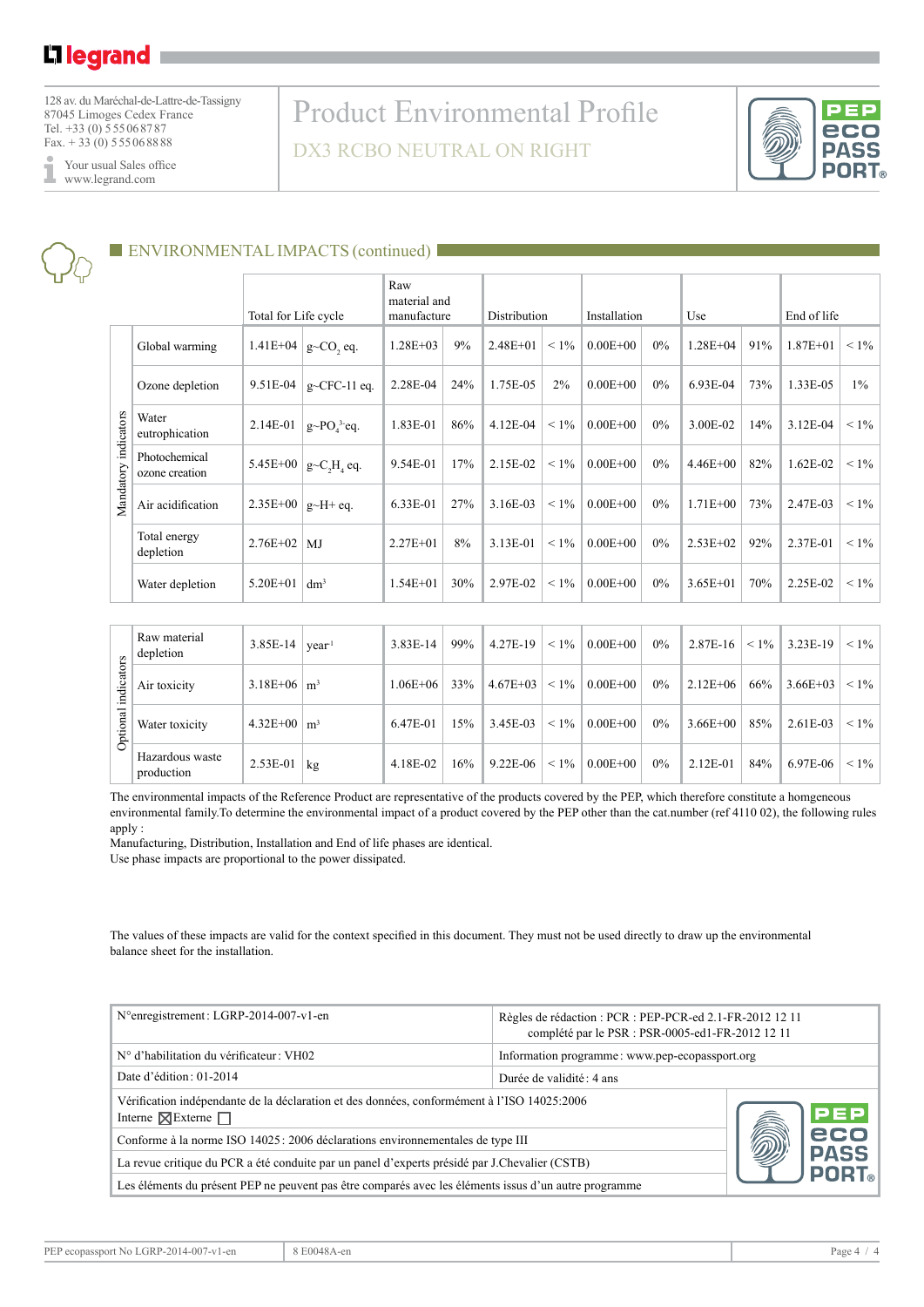128 av. du Maréchal-de-Lattre-de-Tassigny
87045 Limoges Cedex France
Tel. +33 (0) 5 55 06 87 87
Fax. + 33 (0) 5 55 06 88 88

Your usual Sales office
www.legrand.com

# Product Environmental Profile

## DX3 RCBO NEUTRAL ON RIGHT

## ENVIRONMENTAL IMPACTS (continued)

| | | Total for Life cycle | | Raw material and manufacture | | Distribution | | Installation | | Use | | End of life | |
|---|---|---|---|---|---|---|---|---|---|---|---|---|---|
| Mandatory indicators | Global warming | 1.41E+04 | g~$CO_2$ eq. | 1.28E+03 | 9% | 2.48E+01 | < 1% | 0.00E+00 | 0% | 1.28E+04 | 91% | 1.87E+01 | < 1% |
| | Ozone depletion | 9.51E-04 | g~CFC-11 eq. | 2.28E-04 | 24% | 1.75E-05 | 2% | 0.00E+00 | 0% | 6.93E-04 | 73% | 1.33E-05 | 1% |
| | Water eutrophication | 2.14E-01 | g~$PO_4^{3-}$eq. | 1.83E-01 | 86% | 4.12E-04 | < 1% | 0.00E+00 | 0% | 3.00E-02 | 14% | 3.12E-04 | < 1% |
| | Photochemical ozone creation | 5.45E+00 | g~$C_2H_4$ eq. | 9.54E-01 | 17% | 2.15E-02 | < 1% | 0.00E+00 | 0% | 4.46E+00 | 82% | 1.62E-02 | < 1% |
| | Air acidification | 2.35E+00 | g~H+ eq. | 6.33E-01 | 27% | 3.16E-03 | < 1% | 0.00E+00 | 0% | 1.71E+00 | 73% | 2.47E-03 | < 1% |
| | Total energy depletion | 2.76E+02 | MJ | 2.27E+01 | 8% | 3.13E-01 | < 1% | 0.00E+00 | 0% | 2.53E+02 | 92% | 2.37E-01 | < 1% |
| | Water depletion | 5.20E+01 | $dm^3$ | 1.54E+01 | 30% | 2.97E-02 | < 1% | 0.00E+00 | 0% | 3.65E+01 | 70% | 2.25E-02 | < 1% |
| Optional indicators | Raw material depletion | 3.85E-14 | $year^{-1}$ | 3.83E-14 | 99% | 4.27E-19 | < 1% | 0.00E+00 | 0% | 2.87E-16 | < 1% | 3.23E-19 | < 1% |
| | Air toxicity | 3.18E+06 | $m^3$ | 1.06E+06 | 33% | 4.67E+03 | < 1% | 0.00E+00 | 0% | 2.12E+06 | 66% | 3.66E+03 | < 1% |
| | Water toxicity | 4.32E+00 | $m^3$ | 6.47E-01 | 15% | 3.45E-03 | < 1% | 0.00E+00 | 0% | 3.66E+00 | 85% | 2.61E-03 | < 1% |
| | Hazardous waste production | 2.53E-01 | kg | 4.18E-02 | 16% | 9.22E-06 | < 1% | 0.00E+00 | 0% | 2.12E-01 | 84% | 6.97E-06 | < 1% |

The environmental impacts of the Reference Product are representative of the products covered by the PEP, which therefore constitute a homgeneous environmental family.To determine the environmental impact of a product covered by the PEP other than the cat.number (ref 4110 02), the following rules apply :
Manufacturing, Distribution, Installation and End of life phases are identical.
Use phase impacts are proportional to the power dissipated.

The values of these impacts are valid for the context specified in this document. They must not be used directly to draw up the environmental balance sheet for the installation.

| | |
|---|---|
| N°enregistrement : LGRP-2014-007-v1-en | Règles de rédaction : PCR : PEP-PCR-ed 2.1-FR-2012 12 11 complété par le PSR : PSR-0005-ed1-FR-2012 12 11 |
| N° d'habilitation du vérificateur : VH02 | Information programme : www.pep-ecopassport.org |
| Date d'édition : 01-2014 | Durée de validité : 4 ans |
| Vérification indépendante de la déclaration et des données, conformément à l'ISO 14025:2006 Interne ☒ Externe ☐ | |
| Conforme à la norme ISO 14025 : 2006 déclarations environnementales de type III | |
| La revue critique du PCR a été conduite par un panel d'experts présidé par J.Chevalier (CSTB) | |
| Les éléments du présent PEP ne peuvent pas être comparés avec les éléments issus d'un autre programme | |

PEP ecopassport No LGRP-2014-007-v1-en | 8 E0048A-en